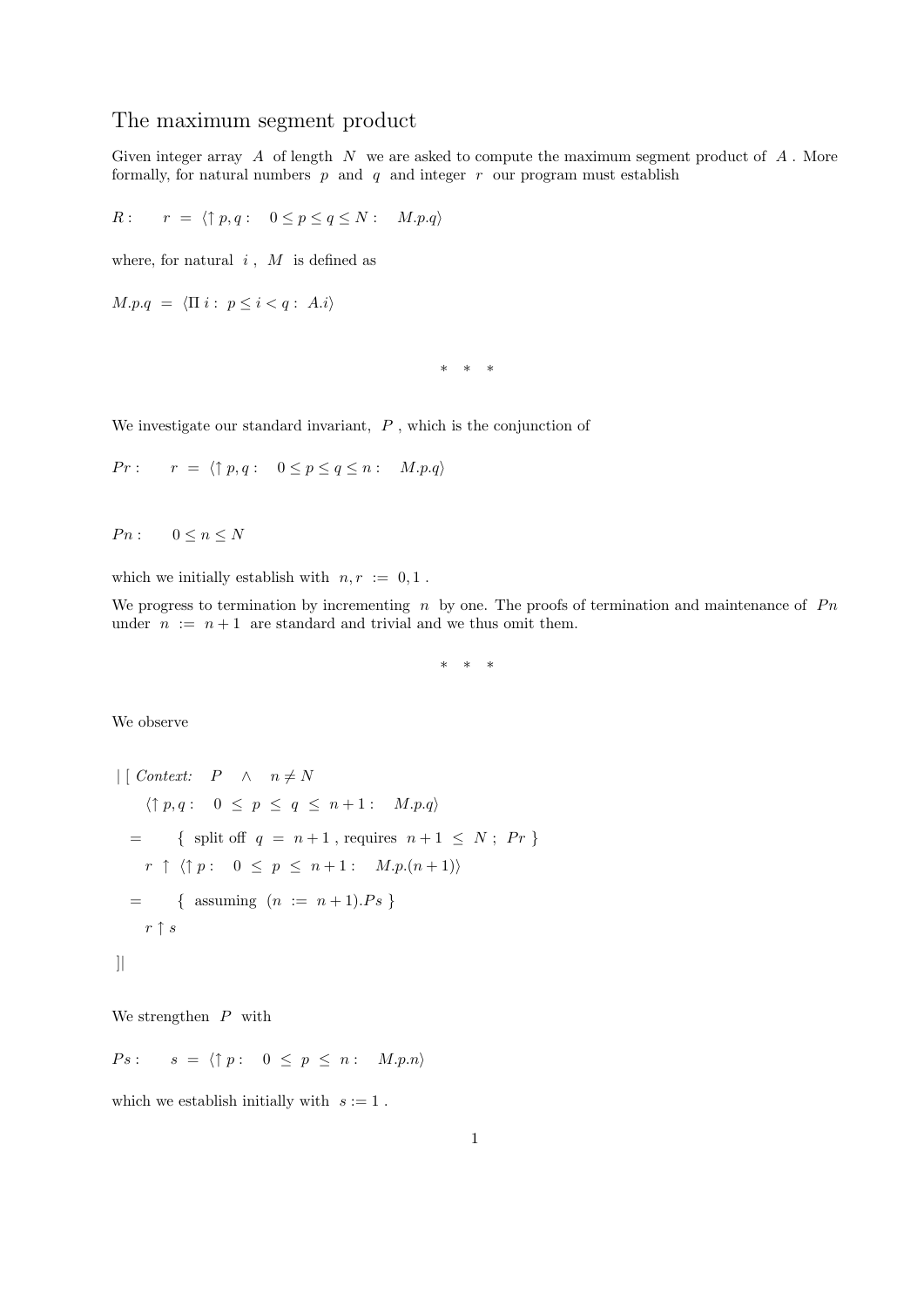# The maximum segment product

Given integer array $A$ of length $N$ we are asked to compute the maximum segment product of $A$. More formally, for natural numbers $p$ and $q$ and integer $r$ our program must establish

$R: \quad r \;=\; \langle \uparrow p, q: \quad 0 \leq p \leq q \leq N: \quad M.p.q \rangle$

where, for natural $i$, $M$ is defined as

$M.p.q \;=\; \langle \Pi \, i: \; p \leq i < q: \; A.i \rangle$

\* \* \*

We investigate our standard invariant, $P$, which is the conjunction of

$Pr: \quad r \;=\; \langle \uparrow p, q: \quad 0 \leq p \leq q \leq n: \quad M.p.q \rangle$

$Pn: \quad 0 \leq n \leq N$

which we initially establish with $n, r \; := \; 0, 1$.

We progress to termination by incrementing $n$ by one. The proofs of termination and maintenance of $Pn$ under $n \; := \; n+1$ are standard and trivial and we thus omit them.

\* \* \*

We observe

|[ *Context:* $\quad P \quad \wedge \quad n \neq N$

$\quad \langle \uparrow p, q: \quad 0 \; \leq \; p \; \leq \; q \; \leq \; n+1: \quad M.p.q \rangle$

$= \quad$ { split off $q \; = \; n+1$, requires $n+1 \; \leq \; N$; $Pr$ }

$\quad r \; \uparrow \; \langle \uparrow p: \quad 0 \; \leq \; p \; \leq \; n+1: \quad M.p.(n+1) \rangle$

$= \quad$ { assuming $(n \; := \; n+1).Ps$ }

$\quad r \uparrow s$

]|

We strengthen $P$ with

$Ps: \quad s \;=\; \langle \uparrow p: \quad 0 \; \leq \; p \; \leq \; n: \quad M.p.n \rangle$

which we establish initially with $s := 1$.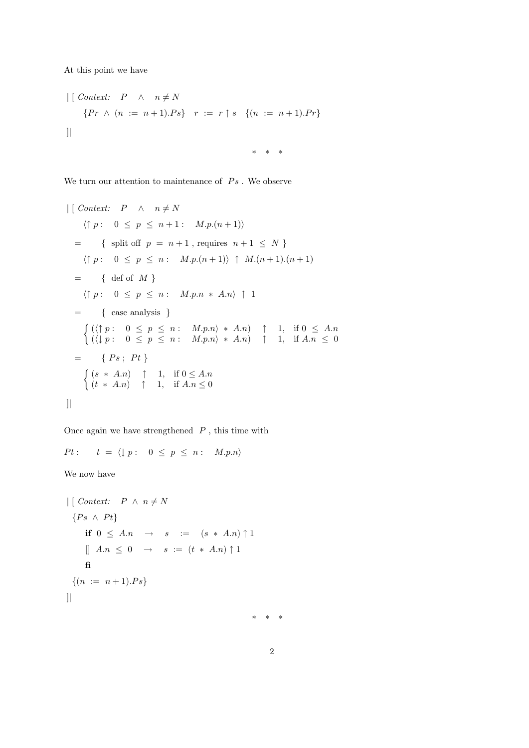At this point we have

$|[$ *Context:* $P \;\wedge\; n \neq N$

$\{Pr \;\wedge\; (n := n+1).Ps\} \quad r := r \uparrow s \quad \{(n := n+1).Pr\}$

$]|$

\* \* \*

We turn our attention to maintenance of $Ps$. We observe

$|[$ *Context:* $P \;\wedge\; n \neq N$

$\langle \uparrow p : \;\; 0 \leq p \leq n+1 : \;\; M.p.(n+1) \rangle$

$=$ { split off $p = n+1$, requires $n+1 \leq N$ }

$\langle \uparrow p : \;\; 0 \leq p \leq n : \;\; M.p.(n+1) \rangle \uparrow M.(n+1).(n+1)$

$=$ { def of $M$ }

$\langle \uparrow p : \;\; 0 \leq p \leq n : \;\; M.p.n * A.n \rangle \uparrow 1$

$=$ { case analysis }

$$\begin{cases} (\langle \uparrow p : \;\; 0 \leq p \leq n : \;\; M.p.n \rangle * A.n) \;\; \uparrow \;\; 1, & \text{if } 0 \leq A.n \\ (\langle \downarrow p : \;\; 0 \leq p \leq n : \;\; M.p.n \rangle * A.n) \;\; \uparrow \;\; 1, & \text{if } A.n \leq 0 \end{cases}$$

$=$ { $Ps$ ; $Pt$ }

$$\begin{cases} (s * A.n) \;\; \uparrow \;\; 1, & \text{if } 0 \leq A.n \\ (t * A.n) \;\; \uparrow \;\; 1, & \text{if } A.n \leq 0 \end{cases}$$

$]|$

Once again we have strengthened $P$, this time with

$Pt: \quad t = \langle \downarrow p : \;\; 0 \leq p \leq n : \;\; M.p.n \rangle$

We now have

$|[$ *Context:* $P \wedge n \neq N$

$\{Ps \;\wedge\; Pt\}$

**if** $0 \leq A.n \;\; \rightarrow \;\; s := (s * A.n) \uparrow 1$

$[\!]$ $A.n \leq 0 \;\; \rightarrow \;\; s := (t * A.n) \uparrow 1$

**fi**

$\{(n := n+1).Ps\}$

$]|$

\* \* \*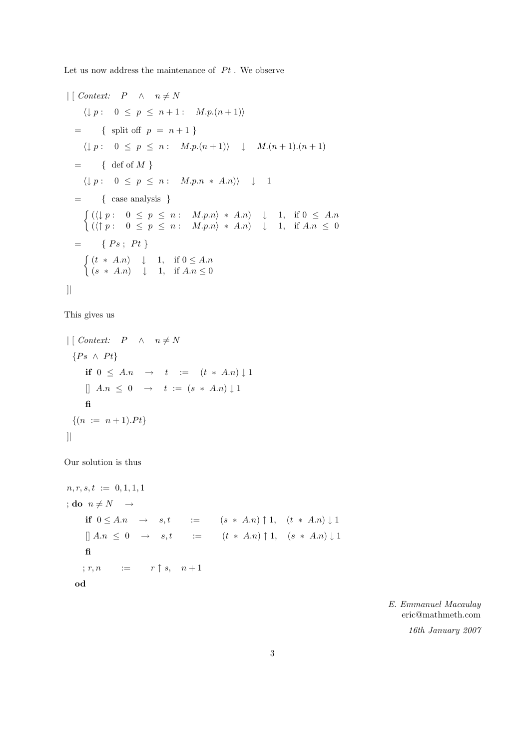Let us now address the maintenance of $Pt$ . We observe

$$
\begin{array}{l}
|[\ \textit{Context:}\quad P \quad \wedge \quad n \neq N \\
\quad \langle \downarrow p : \quad 0 \ \leq \ p \ \leq \ n+1 : \quad M.p.(n+1) \rangle \\
= \qquad \{ \text{ split off } \ p \ = \ n+1 \ \} \\
\quad \langle \downarrow p : \quad 0 \ \leq \ p \ \leq \ n : \quad M.p.(n+1) \rangle \quad \downarrow \quad M.(n+1).(n+1) \\
= \qquad \{ \ \text{def of } M \ \} \\
\quad \langle \downarrow p : \quad 0 \ \leq \ p \ \leq \ n : \quad M.p.n \ * \ A.n) \rangle \quad \downarrow \quad 1 \\
= \qquad \{ \ \text{case analysis} \ \} \\
\quad \begin{cases} (\langle \downarrow p : \quad 0 \ \leq \ p \ \leq \ n : \quad M.p.n \rangle \ * \ A.n) \quad \downarrow \quad 1, & \text{if } 0 \ \leq \ A.n \\ (\langle \uparrow p : \quad 0 \ \leq \ p \ \leq \ n : \quad M.p.n \rangle \ * \ A.n) \quad \downarrow \quad 1, & \text{if } A.n \ \leq \ 0 \end{cases} \\
= \qquad \{ \ Ps \ ; \ Pt \ \} \\
\quad \begin{cases} (t \ * \ A.n) \quad \downarrow \quad 1, & \text{if } 0 \leq A.n \\ (s \ * \ A.n) \quad \downarrow \quad 1, & \text{if } A.n \leq 0 \end{cases} \\
]|
\end{array}
$$

This gives us

$$
\begin{array}{l}
|[\ \textit{Context:}\quad P \quad \wedge \quad n \neq N \\
\quad \{ Ps \ \wedge \ Pt \} \\
\qquad \textbf{if } \ 0 \ \leq \ A.n \quad \rightarrow \quad t \quad := \quad (t \ * \ A.n) \downarrow 1 \\
\qquad [] \ \ A.n \ \leq \ 0 \quad \rightarrow \quad t \ := \ (s \ * \ A.n) \downarrow 1 \\
\qquad \textbf{fi} \\
\quad \{ (n \ := \ n+1).Pt \} \\
]|
\end{array}
$$

Our solution is thus

$$
\begin{array}{l}
n, r, s, t \ := \ 0, 1, 1, 1 \\
; \textbf{do } \ n \neq N \quad \rightarrow \\
\qquad \textbf{if } \ 0 \leq A.n \quad \rightarrow \quad s, t \qquad := \qquad (s \ * \ A.n) \uparrow 1, \quad (t \ * \ A.n) \downarrow 1 \\
\qquad [] \ A.n \ \leq \ 0 \quad \rightarrow \quad s, t \qquad := \qquad (t \ * \ A.n) \uparrow 1, \quad (s \ * \ A.n) \downarrow 1 \\
\qquad \textbf{fi} \\
\qquad ; r, n \qquad := \qquad r \uparrow s, \quad n+1 \\
\quad \textbf{od}
\end{array}
$$

*E. Emmanuel Macaulay*
eric@mathmeth.com
*16th January 2007*